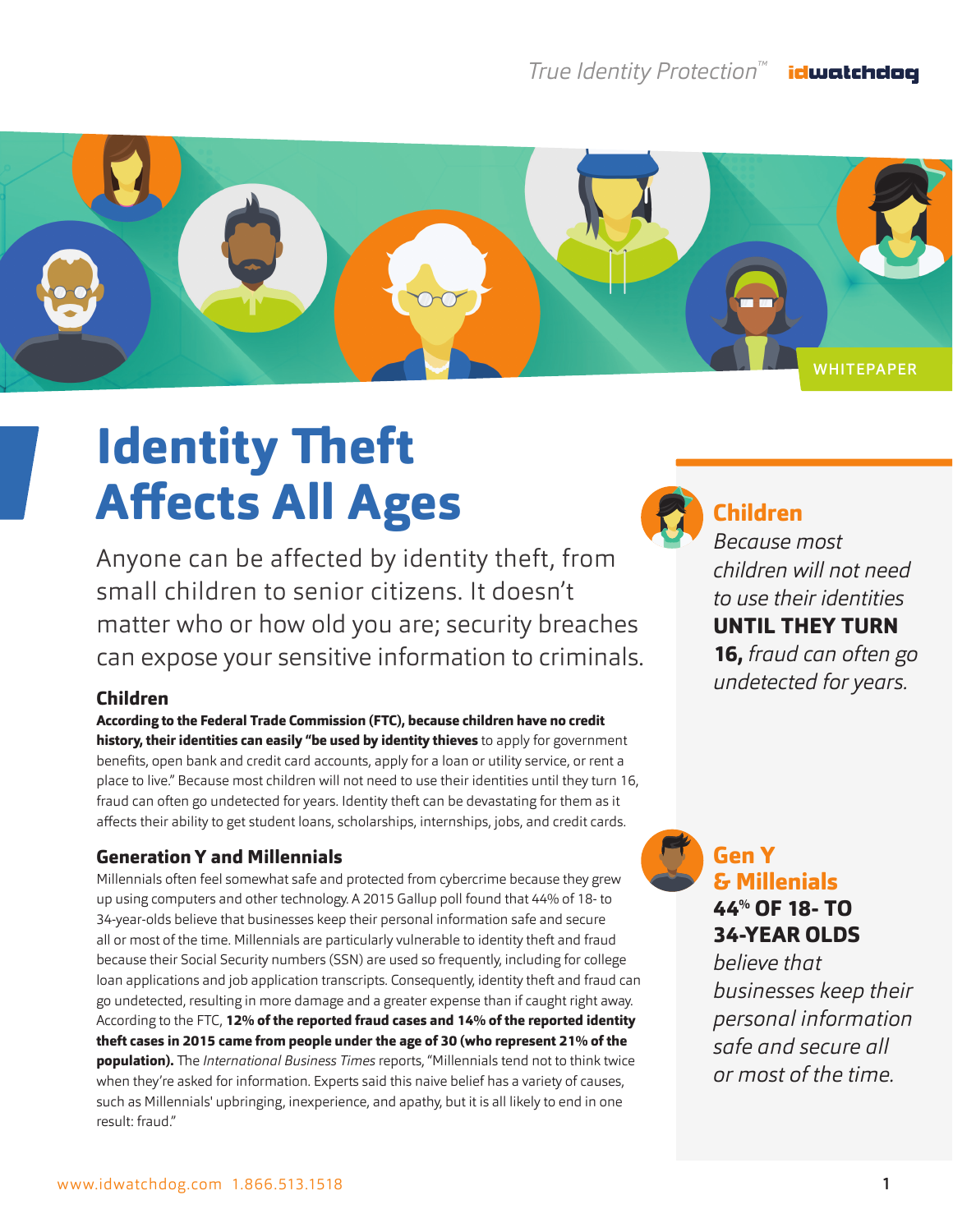True Identity Protection™ idwatchdog

WHITEPAPER

# Identity Theft Affects All Ages

Anyone can be affected by identity theft, from small children to senior citizens. It doesn't matter who or how old you are; security breaches can expose your sensitive information to criminals.

### Children

**According to the Federal Trade Commission (FTC), because children have no credit history, their identities can easily "be used by identity thieves** to apply for government benefits, open bank and credit card accounts, apply for a loan or utility service, or rent a place to live." Because most children will not need to use their identities until they turn 16, fraud can often go undetected for years. Identity theft can be devastating for them as it affects their ability to get student loans, scholarships, internships, jobs, and credit cards.

### Generation Y and Millennials

Millennials often feel somewhat safe and protected from cybercrime because they grew up using computers and other technology. A 2015 Gallup poll found that 44% of 18- to 34-year-olds believe that businesses keep their personal information safe and secure all or most of the time. Millennials are particularly vulnerable to identity theft and fraud because their Social Security numbers (SSN) are used so frequently, including for college loan applications and job application transcripts. Consequently, identity theft and fraud can go undetected, resulting in more damage and a greater expense than if caught right away. According to the FTC, **12% of the reported fraud cases and 14% of the reported identity theft cases in 2015 came from people under the age of 30 (who represent 21% of the population).** The *International Business Times* reports, "Millennials tend not to think twice when they're asked for information. Experts said this naive belief has a variety of causes, such as Millennials' upbringing, inexperience, and apathy, but it is all likely to end in one result: fraud."

**Children**

*Because most children will not need to use their identities* **UNTIL THEY TURN 16,** *fraud can often go undetected for years.*

**Gen Y & Millenials**

**44% OF 18- TO 34-YEAR OLDS** *believe that businesses keep their personal information safe and secure all or most of the time.*

www.idwatchdog.com 1.866.513.1518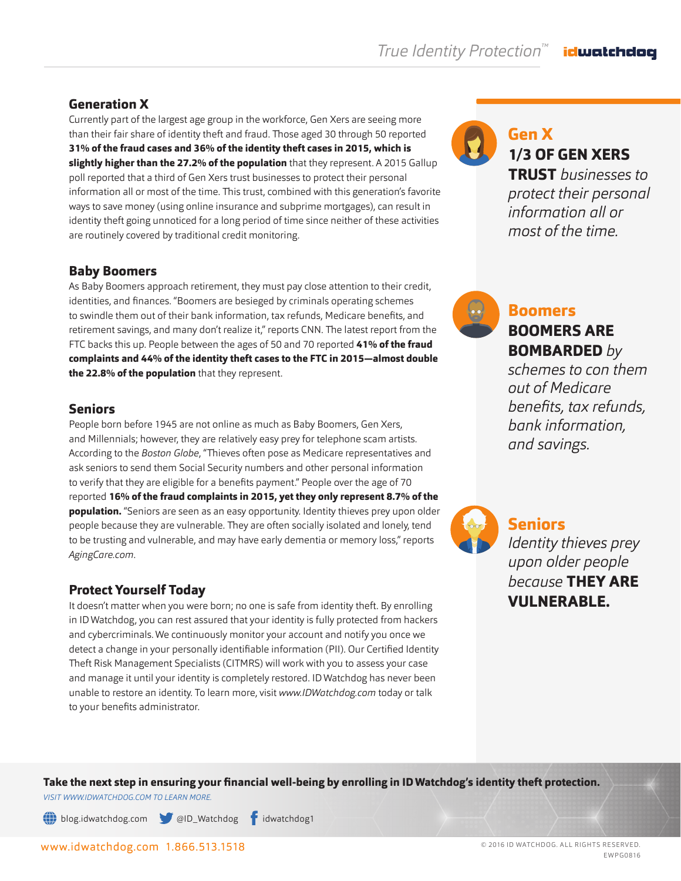## Generation X

Currently part of the largest age group in the workforce, Gen Xers are seeing more than their fair share of identity theft and fraud. Those aged 30 through 50 reported **31% of the fraud cases and 36% of the identity theft cases in 2015, which is slightly higher than the 27.2% of the population** that they represent. A 2015 Gallup poll reported that a third of Gen Xers trust businesses to protect their personal information all or most of the time. This trust, combined with this generation's favorite ways to save money (using online insurance and subprime mortgages), can result in identity theft going unnoticed for a long period of time since neither of these activities are routinely covered by traditional credit monitoring.

## Baby Boomers

As Baby Boomers approach retirement, they must pay close attention to their credit, identities, and finances. "Boomers are besieged by criminals operating schemes to swindle them out of their bank information, tax refunds, Medicare benefits, and retirement savings, and many don't realize it," reports CNN. The latest report from the FTC backs this up. People between the ages of 50 and 70 reported **41% of the fraud complaints and 44% of the identity theft cases to the FTC in 2015—almost double the 22.8% of the population** that they represent.

## Seniors

People born before 1945 are not online as much as Baby Boomers, Gen Xers, and Millennials; however, they are relatively easy prey for telephone scam artists. According to the *Boston Globe*, "Thieves often pose as Medicare representatives and ask seniors to send them Social Security numbers and other personal information to verify that they are eligible for a benefits payment." People over the age of 70 reported **16% of the fraud complaints in 2015, yet they only represent 8.7% of the population.** "Seniors are seen as an easy opportunity. Identity thieves prey upon older people because they are vulnerable. They are often socially isolated and lonely, tend to be trusting and vulnerable, and may have early dementia or memory loss," reports *AgingCare.com*.

## Protect Yourself Today

It doesn't matter when you were born; no one is safe from identity theft. By enrolling in ID Watchdog, you can rest assured that your identity is fully protected from hackers and cybercriminals. We continuously monitor your account and notify you once we detect a change in your personally identifiable information (PII). Our Certified Identity Theft Risk Management Specialists (CITMRS) will work with you to assess your case and manage it until your identity is completely restored. ID Watchdog has never been unable to restore an identity. To learn more, visit *www.IDWatchdog.com* today or talk to your benefits administrator.

### Gen X

**1/3 OF GEN XERS TRUST** *businesses to protect their personal information all or most of the time.*

### Boomers

**BOOMERS ARE BOMBARDED** *by schemes to con them out of Medicare benefits, tax refunds, bank information, and savings.*

### Seniors

*Identity thieves prey upon older people because* **THEY ARE VULNERABLE.**

---

**Take the next step in ensuring your financial well-being by enrolling in ID Watchdog's identity theft protection.**

*VISIT WWW.IDWATCHDOG.COM TO LEARN MORE.*

blog.idwatchdog.com @ID_Watchdog idwatchdog1

www.idwatchdog.com 1.866.513.1518

© 2016 ID WATCHDOG. ALL RIGHTS RESERVED.
EWPG0816